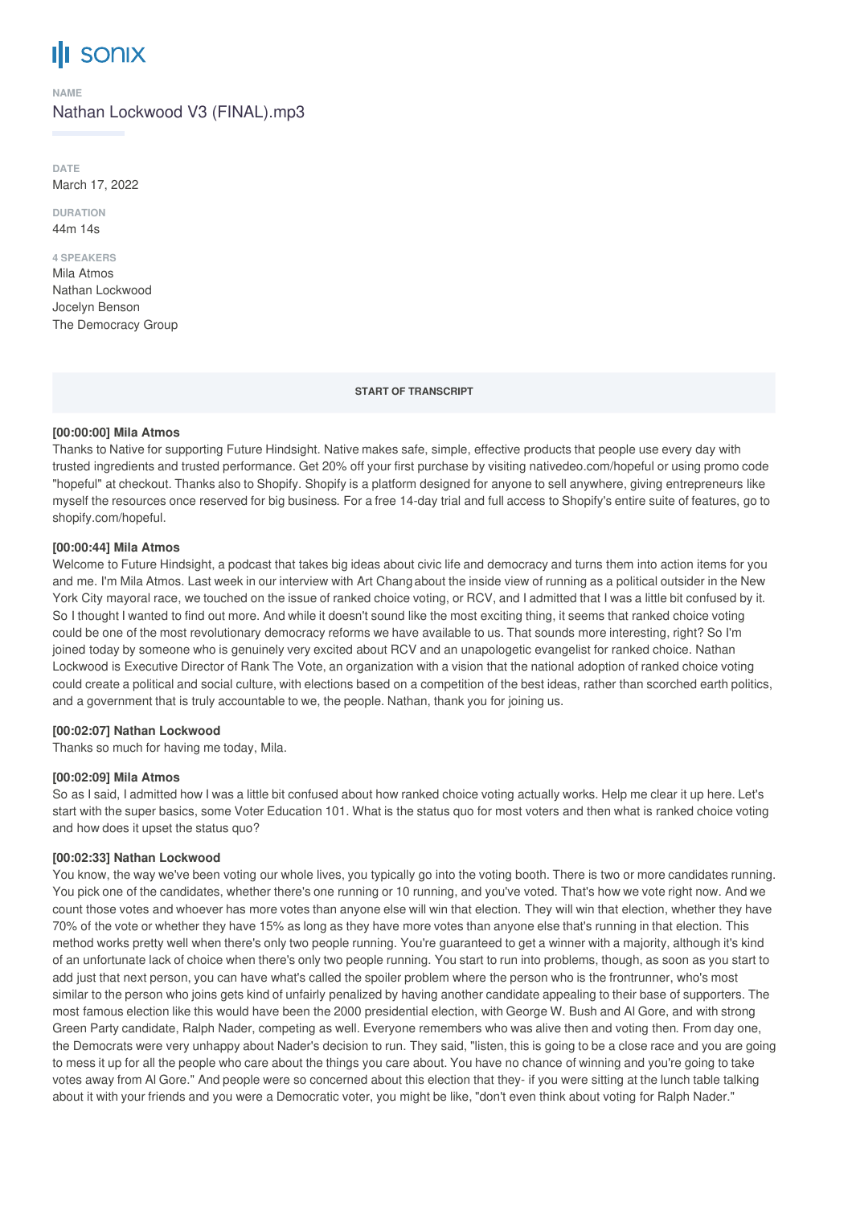sonix

**NAME**

Nathan Lockwood V3 (FINAL).mp3

**DATE**

March 17, 2022

**DURATION**

44m 14s

**4 SPEAKERS**

Mila Atmos
Nathan Lockwood
Jocelyn Benson
The Democracy Group

**START OF TRANSCRIPT**

**[00:00:00] Mila Atmos**

Thanks to Native for supporting Future Hindsight. Native makes safe, simple, effective products that people use every day with trusted ingredients and trusted performance. Get 20% off your first purchase by visiting nativedeo.com/hopeful or using promo code "hopeful" at checkout. Thanks also to Shopify. Shopify is a platform designed for anyone to sell anywhere, giving entrepreneurs like myself the resources once reserved for big business. For a free 14-day trial and full access to Shopify's entire suite of features, go to shopify.com/hopeful.

**[00:00:44] Mila Atmos**

Welcome to Future Hindsight, a podcast that takes big ideas about civic life and democracy and turns them into action items for you and me. I'm Mila Atmos. Last week in our interview with Art Chang about the inside view of running as a political outsider in the New York City mayoral race, we touched on the issue of ranked choice voting, or RCV, and I admitted that I was a little bit confused by it. So I thought I wanted to find out more. And while it doesn't sound like the most exciting thing, it seems that ranked choice voting could be one of the most revolutionary democracy reforms we have available to us. That sounds more interesting, right? So I'm joined today by someone who is genuinely very excited about RCV and an unapologetic evangelist for ranked choice. Nathan Lockwood is Executive Director of Rank The Vote, an organization with a vision that the national adoption of ranked choice voting could create a political and social culture, with elections based on a competition of the best ideas, rather than scorched earth politics, and a government that is truly accountable to we, the people. Nathan, thank you for joining us.

**[00:02:07] Nathan Lockwood**

Thanks so much for having me today, Mila.

**[00:02:09] Mila Atmos**

So as I said, I admitted how I was a little bit confused about how ranked choice voting actually works. Help me clear it up here. Let's start with the super basics, some Voter Education 101. What is the status quo for most voters and then what is ranked choice voting and how does it upset the status quo?

**[00:02:33] Nathan Lockwood**

You know, the way we've been voting our whole lives, you typically go into the voting booth. There is two or more candidates running. You pick one of the candidates, whether there's one running or 10 running, and you've voted. That's how we vote right now. And we count those votes and whoever has more votes than anyone else will win that election. They will win that election, whether they have 70% of the vote or whether they have 15% as long as they have more votes than anyone else that's running in that election. This method works pretty well when there's only two people running. You're guaranteed to get a winner with a majority, although it's kind of an unfortunate lack of choice when there's only two people running. You start to run into problems, though, as soon as you start to add just that next person, you can have what's called the spoiler problem where the person who is the frontrunner, who's most similar to the person who joins gets kind of unfairly penalized by having another candidate appealing to their base of supporters. The most famous election like this would have been the 2000 presidential election, with George W. Bush and Al Gore, and with strong Green Party candidate, Ralph Nader, competing as well. Everyone remembers who was alive then and voting then. From day one, the Democrats were very unhappy about Nader's decision to run. They said, "listen, this is going to be a close race and you are going to mess it up for all the people who care about the things you care about. You have no chance of winning and you're going to take votes away from Al Gore." And people were so concerned about this election that they- if you were sitting at the lunch table talking about it with your friends and you were a Democratic voter, you might be like, "don't even think about voting for Ralph Nader."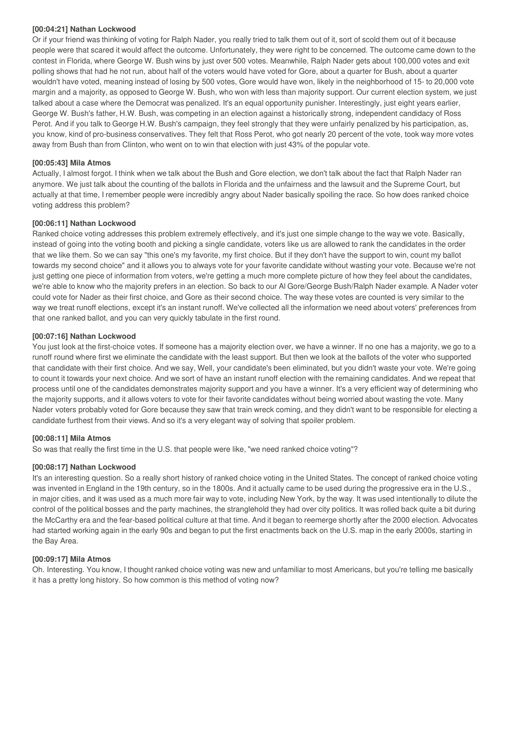**[00:04:21] Nathan Lockwood**

Or if your friend was thinking of voting for Ralph Nader, you really tried to talk them out of it, sort of scold them out of it because people were that scared it would affect the outcome. Unfortunately, they were right to be concerned. The outcome came down to the contest in Florida, where George W. Bush wins by just over 500 votes. Meanwhile, Ralph Nader gets about 100,000 votes and exit polling shows that had he not run, about half of the voters would have voted for Gore, about a quarter for Bush, about a quarter wouldn't have voted, meaning instead of losing by 500 votes, Gore would have won, likely in the neighborhood of 15- to 20,000 vote margin and a majority, as opposed to George W. Bush, who won with less than majority support. Our current election system, we just talked about a case where the Democrat was penalized. It's an equal opportunity punisher. Interestingly, just eight years earlier, George W. Bush's father, H.W. Bush, was competing in an election against a historically strong, independent candidacy of Ross Perot. And if you talk to George H.W. Bush's campaign, they feel strongly that they were unfairly penalized by his participation, as, you know, kind of pro-business conservatives. They felt that Ross Perot, who got nearly 20 percent of the vote, took way more votes away from Bush than from Clinton, who went on to win that election with just 43% of the popular vote.

**[00:05:43] Mila Atmos**

Actually, I almost forgot. I think when we talk about the Bush and Gore election, we don't talk about the fact that Ralph Nader ran anymore. We just talk about the counting of the ballots in Florida and the unfairness and the lawsuit and the Supreme Court, but actually at that time, I remember people were incredibly angry about Nader basically spoiling the race. So how does ranked choice voting address this problem?

**[00:06:11] Nathan Lockwood**

Ranked choice voting addresses this problem extremely effectively, and it's just one simple change to the way we vote. Basically, instead of going into the voting booth and picking a single candidate, voters like us are allowed to rank the candidates in the order that we like them. So we can say "this one's my favorite, my first choice. But if they don't have the support to win, count my ballot towards my second choice" and it allows you to always vote for your favorite candidate without wasting your vote. Because we're not just getting one piece of information from voters, we're getting a much more complete picture of how they feel about the candidates, we're able to know who the majority prefers in an election. So back to our Al Gore/George Bush/Ralph Nader example. A Nader voter could vote for Nader as their first choice, and Gore as their second choice. The way these votes are counted is very similar to the way we treat runoff elections, except it's an instant runoff. We've collected all the information we need about voters' preferences from that one ranked ballot, and you can very quickly tabulate in the first round.

**[00:07:16] Nathan Lockwood**

You just look at the first-choice votes. If someone has a majority election over, we have a winner. If no one has a majority, we go to a runoff round where first we eliminate the candidate with the least support. But then we look at the ballots of the voter who supported that candidate with their first choice. And we say, Well, your candidate's been eliminated, but you didn't waste your vote. We're going to count it towards your next choice. And we sort of have an instant runoff election with the remaining candidates. And we repeat that process until one of the candidates demonstrates majority support and you have a winner. It's a very efficient way of determining who the majority supports, and it allows voters to vote for their favorite candidates without being worried about wasting the vote. Many Nader voters probably voted for Gore because they saw that train wreck coming, and they didn't want to be responsible for electing a candidate furthest from their views. And so it's a very elegant way of solving that spoiler problem.

**[00:08:11] Mila Atmos**

So was that really the first time in the U.S. that people were like, "we need ranked choice voting"?

**[00:08:17] Nathan Lockwood**

It's an interesting question. So a really short history of ranked choice voting in the United States. The concept of ranked choice voting was invented in England in the 19th century, so in the 1800s. And it actually came to be used during the progressive era in the U.S., in major cities, and it was used as a much more fair way to vote, including New York, by the way. It was used intentionally to dilute the control of the political bosses and the party machines, the stranglehold they had over city politics. It was rolled back quite a bit during the McCarthy era and the fear-based political culture at that time. And it began to reemerge shortly after the 2000 election. Advocates had started working again in the early 90s and began to put the first enactments back on the U.S. map in the early 2000s, starting in the Bay Area.

**[00:09:17] Mila Atmos**

Oh. Interesting. You know, I thought ranked choice voting was new and unfamiliar to most Americans, but you're telling me basically it has a pretty long history. So how common is this method of voting now?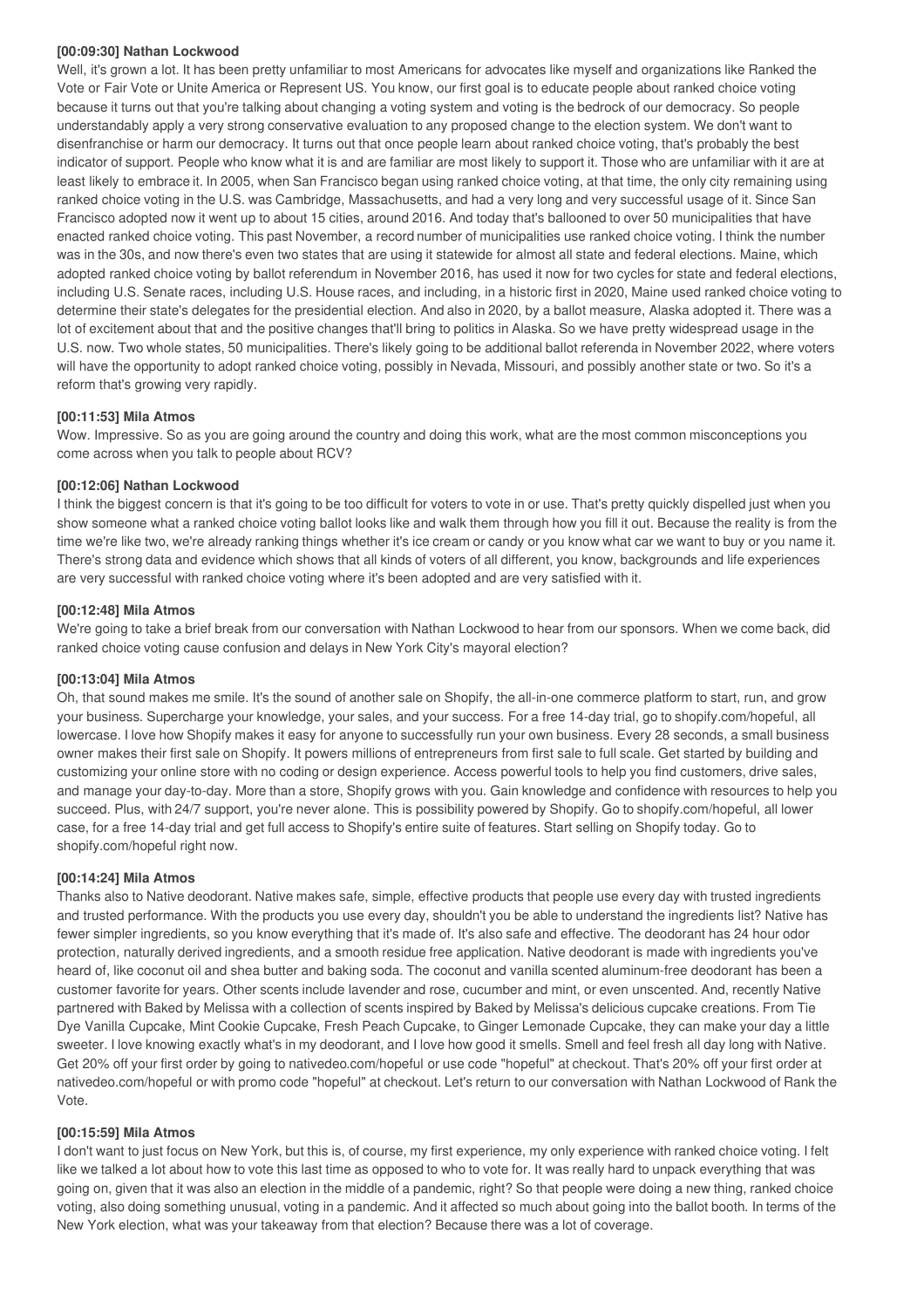**[00:09:30] Nathan Lockwood**

Well, it's grown a lot. It has been pretty unfamiliar to most Americans for advocates like myself and organizations like Ranked the Vote or Fair Vote or Unite America or Represent US. You know, our first goal is to educate people about ranked choice voting because it turns out that you're talking about changing a voting system and voting is the bedrock of our democracy. So people understandably apply a very strong conservative evaluation to any proposed change to the election system. We don't want to disenfranchise or harm our democracy. It turns out that once people learn about ranked choice voting, that's probably the best indicator of support. People who know what it is and are familiar are most likely to support it. Those who are unfamiliar with it are at least likely to embrace it. In 2005, when San Francisco began using ranked choice voting, at that time, the only city remaining using ranked choice voting in the U.S. was Cambridge, Massachusetts, and had a very long and very successful usage of it. Since San Francisco adopted now it went up to about 15 cities, around 2016. And today that's ballooned to over 50 municipalities that have enacted ranked choice voting. This past November, a record number of municipalities use ranked choice voting. I think the number was in the 30s, and now there's even two states that are using it statewide for almost all state and federal elections. Maine, which adopted ranked choice voting by ballot referendum in November 2016, has used it now for two cycles for state and federal elections, including U.S. Senate races, including U.S. House races, and including, in a historic first in 2020, Maine used ranked choice voting to determine their state's delegates for the presidential election. And also in 2020, by a ballot measure, Alaska adopted it. There was a lot of excitement about that and the positive changes that'll bring to politics in Alaska. So we have pretty widespread usage in the U.S. now. Two whole states, 50 municipalities. There's likely going to be additional ballot referenda in November 2022, where voters will have the opportunity to adopt ranked choice voting, possibly in Nevada, Missouri, and possibly another state or two. So it's a reform that's growing very rapidly.

**[00:11:53] Mila Atmos**

Wow. Impressive. So as you are going around the country and doing this work, what are the most common misconceptions you come across when you talk to people about RCV?

**[00:12:06] Nathan Lockwood**

I think the biggest concern is that it's going to be too difficult for voters to vote in or use. That's pretty quickly dispelled just when you show someone what a ranked choice voting ballot looks like and walk them through how you fill it out. Because the reality is from the time we're like two, we're already ranking things whether it's ice cream or candy or you know what car we want to buy or you name it. There's strong data and evidence which shows that all kinds of voters of all different, you know, backgrounds and life experiences are very successful with ranked choice voting where it's been adopted and are very satisfied with it.

**[00:12:48] Mila Atmos**

We're going to take a brief break from our conversation with Nathan Lockwood to hear from our sponsors. When we come back, did ranked choice voting cause confusion and delays in New York City's mayoral election?

**[00:13:04] Mila Atmos**

Oh, that sound makes me smile. It's the sound of another sale on Shopify, the all-in-one commerce platform to start, run, and grow your business. Supercharge your knowledge, your sales, and your success. For a free 14-day trial, go to shopify.com/hopeful, all lowercase. I love how Shopify makes it easy for anyone to successfully run your own business. Every 28 seconds, a small business owner makes their first sale on Shopify. It powers millions of entrepreneurs from first sale to full scale. Get started by building and customizing your online store with no coding or design experience. Access powerful tools to help you find customers, drive sales, and manage your day-to-day. More than a store, Shopify grows with you. Gain knowledge and confidence with resources to help you succeed. Plus, with 24/7 support, you're never alone. This is possibility powered by Shopify. Go to shopify.com/hopeful, all lower case, for a free 14-day trial and get full access to Shopify's entire suite of features. Start selling on Shopify today. Go to shopify.com/hopeful right now.

**[00:14:24] Mila Atmos**

Thanks also to Native deodorant. Native makes safe, simple, effective products that people use every day with trusted ingredients and trusted performance. With the products you use every day, shouldn't you be able to understand the ingredients list? Native has fewer simpler ingredients, so you know everything that it's made of. It's also safe and effective. The deodorant has 24 hour odor protection, naturally derived ingredients, and a smooth residue free application. Native deodorant is made with ingredients you've heard of, like coconut oil and shea butter and baking soda. The coconut and vanilla scented aluminum-free deodorant has been a customer favorite for years. Other scents include lavender and rose, cucumber and mint, or even unscented. And, recently Native partnered with Baked by Melissa with a collection of scents inspired by Baked by Melissa's delicious cupcake creations. From Tie Dye Vanilla Cupcake, Mint Cookie Cupcake, Fresh Peach Cupcake, to Ginger Lemonade Cupcake, they can make your day a little sweeter. I love knowing exactly what's in my deodorant, and I love how good it smells. Smell and feel fresh all day long with Native. Get 20% off your first order by going to nativedeo.com/hopeful or use code "hopeful" at checkout. That's 20% off your first order at nativedeo.com/hopeful or with promo code "hopeful" at checkout. Let's return to our conversation with Nathan Lockwood of Rank the Vote.

**[00:15:59] Mila Atmos**

I don't want to just focus on New York, but this is, of course, my first experience, my only experience with ranked choice voting. I felt like we talked a lot about how to vote this last time as opposed to who to vote for. It was really hard to unpack everything that was going on, given that it was also an election in the middle of a pandemic, right? So that people were doing a new thing, ranked choice voting, also doing something unusual, voting in a pandemic. And it affected so much about going into the ballot booth. In terms of the New York election, what was your takeaway from that election? Because there was a lot of coverage.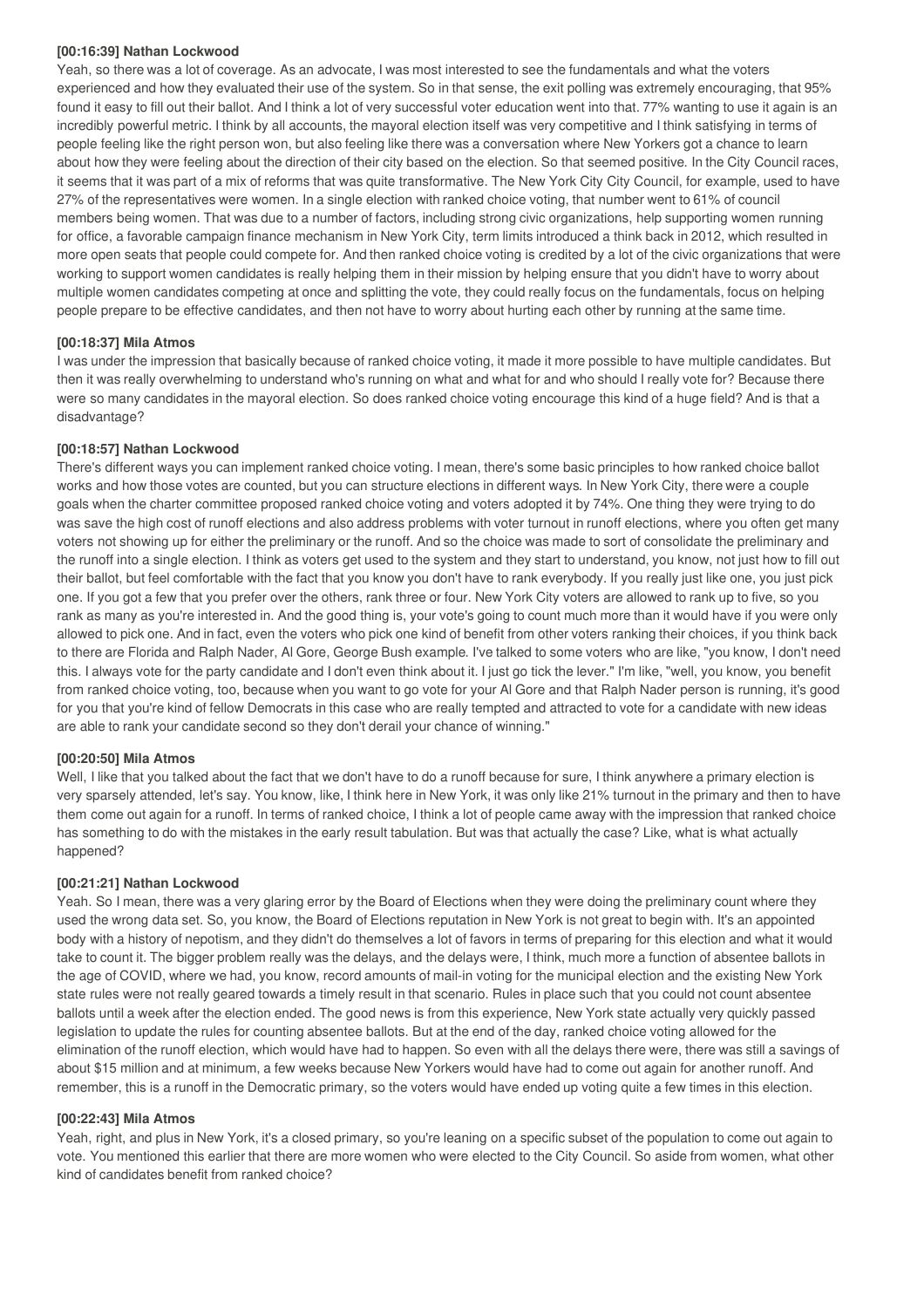**[00:16:39] Nathan Lockwood**

Yeah, so there was a lot of coverage. As an advocate, I was most interested to see the fundamentals and what the voters experienced and how they evaluated their use of the system. So in that sense, the exit polling was extremely encouraging, that 95% found it easy to fill out their ballot. And I think a lot of very successful voter education went into that. 77% wanting to use it again is an incredibly powerful metric. I think by all accounts, the mayoral election itself was very competitive and I think satisfying in terms of people feeling like the right person won, but also feeling like there was a conversation where New Yorkers got a chance to learn about how they were feeling about the direction of their city based on the election. So that seemed positive. In the City Council races, it seems that it was part of a mix of reforms that was quite transformative. The New York City City Council, for example, used to have 27% of the representatives were women. In a single election with ranked choice voting, that number went to 61% of council members being women. That was due to a number of factors, including strong civic organizations, help supporting women running for office, a favorable campaign finance mechanism in New York City, term limits introduced a think back in 2012, which resulted in more open seats that people could compete for. And then ranked choice voting is credited by a lot of the civic organizations that were working to support women candidates is really helping them in their mission by helping ensure that you didn't have to worry about multiple women candidates competing at once and splitting the vote, they could really focus on the fundamentals, focus on helping people prepare to be effective candidates, and then not have to worry about hurting each other by running at the same time.

**[00:18:37] Mila Atmos**

I was under the impression that basically because of ranked choice voting, it made it more possible to have multiple candidates. But then it was really overwhelming to understand who's running on what and what for and who should I really vote for? Because there were so many candidates in the mayoral election. So does ranked choice voting encourage this kind of a huge field? And is that a disadvantage?

**[00:18:57] Nathan Lockwood**

There's different ways you can implement ranked choice voting. I mean, there's some basic principles to how ranked choice ballot works and how those votes are counted, but you can structure elections in different ways. In New York City, there were a couple goals when the charter committee proposed ranked choice voting and voters adopted it by 74%. One thing they were trying to do was save the high cost of runoff elections and also address problems with voter turnout in runoff elections, where you often get many voters not showing up for either the preliminary or the runoff. And so the choice was made to sort of consolidate the preliminary and the runoff into a single election. I think as voters get used to the system and they start to understand, you know, not just how to fill out their ballot, but feel comfortable with the fact that you know you don't have to rank everybody. If you really just like one, you just pick one. If you got a few that you prefer over the others, rank three or four. New York City voters are allowed to rank up to five, so you rank as many as you're interested in. And the good thing is, your vote's going to count much more than it would have if you were only allowed to pick one. And in fact, even the voters who pick one kind of benefit from other voters ranking their choices, if you think back to there are Florida and Ralph Nader, Al Gore, George Bush example. I've talked to some voters who are like, "you know, I don't need this. I always vote for the party candidate and I don't even think about it. I just go tick the lever." I'm like, "well, you know, you benefit from ranked choice voting, too, because when you want to go vote for your Al Gore and that Ralph Nader person is running, it's good for you that you're kind of fellow Democrats in this case who are really tempted and attracted to vote for a candidate with new ideas are able to rank your candidate second so they don't derail your chance of winning."

**[00:20:50] Mila Atmos**

Well, I like that you talked about the fact that we don't have to do a runoff because for sure, I think anywhere a primary election is very sparsely attended, let's say. You know, like, I think here in New York, it was only like 21% turnout in the primary and then to have them come out again for a runoff. In terms of ranked choice, I think a lot of people came away with the impression that ranked choice has something to do with the mistakes in the early result tabulation. But was that actually the case? Like, what is what actually happened?

**[00:21:21] Nathan Lockwood**

Yeah. So I mean, there was a very glaring error by the Board of Elections when they were doing the preliminary count where they used the wrong data set. So, you know, the Board of Elections reputation in New York is not great to begin with. It's an appointed body with a history of nepotism, and they didn't do themselves a lot of favors in terms of preparing for this election and what it would take to count it. The bigger problem really was the delays, and the delays were, I think, much more a function of absentee ballots in the age of COVID, where we had, you know, record amounts of mail-in voting for the municipal election and the existing New York state rules were not really geared towards a timely result in that scenario. Rules in place such that you could not count absentee ballots until a week after the election ended. The good news is from this experience, New York state actually very quickly passed legislation to update the rules for counting absentee ballots. But at the end of the day, ranked choice voting allowed for the elimination of the runoff election, which would have had to happen. So even with all the delays there were, there was still a savings of about $15 million and at minimum, a few weeks because New Yorkers would have had to come out again for another runoff. And remember, this is a runoff in the Democratic primary, so the voters would have ended up voting quite a few times in this election.

**[00:22:43] Mila Atmos**

Yeah, right, and plus in New York, it's a closed primary, so you're leaning on a specific subset of the population to come out again to vote. You mentioned this earlier that there are more women who were elected to the City Council. So aside from women, what other kind of candidates benefit from ranked choice?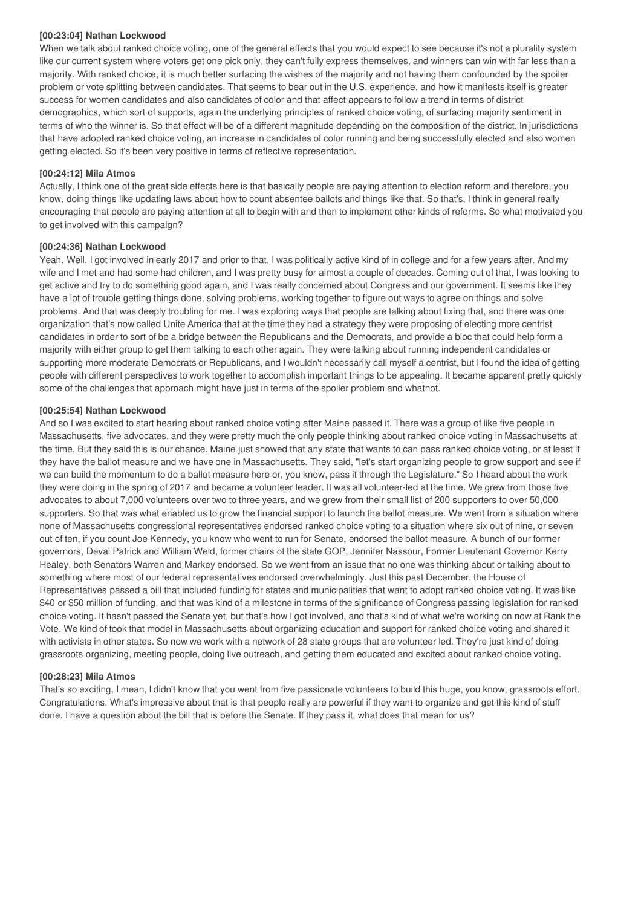**[00:23:04] Nathan Lockwood**

When we talk about ranked choice voting, one of the general effects that you would expect to see because it's not a plurality system like our current system where voters get one pick only, they can't fully express themselves, and winners can win with far less than a majority. With ranked choice, it is much better surfacing the wishes of the majority and not having them confounded by the spoiler problem or vote splitting between candidates. That seems to bear out in the U.S. experience, and how it manifests itself is greater success for women candidates and also candidates of color and that affect appears to follow a trend in terms of district demographics, which sort of supports, again the underlying principles of ranked choice voting, of surfacing majority sentiment in terms of who the winner is. So that effect will be of a different magnitude depending on the composition of the district. In jurisdictions that have adopted ranked choice voting, an increase in candidates of color running and being successfully elected and also women getting elected. So it's been very positive in terms of reflective representation.

**[00:24:12] Mila Atmos**

Actually, I think one of the great side effects here is that basically people are paying attention to election reform and therefore, you know, doing things like updating laws about how to count absentee ballots and things like that. So that's, I think in general really encouraging that people are paying attention at all to begin with and then to implement other kinds of reforms. So what motivated you to get involved with this campaign?

**[00:24:36] Nathan Lockwood**

Yeah. Well, I got involved in early 2017 and prior to that, I was politically active kind of in college and for a few years after. And my wife and I met and had some had children, and I was pretty busy for almost a couple of decades. Coming out of that, I was looking to get active and try to do something good again, and I was really concerned about Congress and our government. It seems like they have a lot of trouble getting things done, solving problems, working together to figure out ways to agree on things and solve problems. And that was deeply troubling for me. I was exploring ways that people are talking about fixing that, and there was one organization that's now called Unite America that at the time they had a strategy they were proposing of electing more centrist candidates in order to sort of be a bridge between the Republicans and the Democrats, and provide a bloc that could help form a majority with either group to get them talking to each other again. They were talking about running independent candidates or supporting more moderate Democrats or Republicans, and I wouldn't necessarily call myself a centrist, but I found the idea of getting people with different perspectives to work together to accomplish important things to be appealing. It became apparent pretty quickly some of the challenges that approach might have just in terms of the spoiler problem and whatnot.

**[00:25:54] Nathan Lockwood**

And so I was excited to start hearing about ranked choice voting after Maine passed it. There was a group of like five people in Massachusetts, five advocates, and they were pretty much the only people thinking about ranked choice voting in Massachusetts at the time. But they said this is our chance. Maine just showed that any state that wants to can pass ranked choice voting, or at least if they have the ballot measure and we have one in Massachusetts. They said, "let's start organizing people to grow support and see if we can build the momentum to do a ballot measure here or, you know, pass it through the Legislature." So I heard about the work they were doing in the spring of 2017 and became a volunteer leader. It was all volunteer-led at the time. We grew from those five advocates to about 7,000 volunteers over two to three years, and we grew from their small list of 200 supporters to over 50,000 supporters. So that was what enabled us to grow the financial support to launch the ballot measure. We went from a situation where none of Massachusetts congressional representatives endorsed ranked choice voting to a situation where six out of nine, or seven out of ten, if you count Joe Kennedy, you know who went to run for Senate, endorsed the ballot measure. A bunch of our former governors, Deval Patrick and William Weld, former chairs of the state GOP, Jennifer Nassour, Former Lieutenant Governor Kerry Healey, both Senators Warren and Markey endorsed. So we went from an issue that no one was thinking about or talking about to something where most of our federal representatives endorsed overwhelmingly. Just this past December, the House of Representatives passed a bill that included funding for states and municipalities that want to adopt ranked choice voting. It was like $40 or $50 million of funding, and that was kind of a milestone in terms of the significance of Congress passing legislation for ranked choice voting. It hasn't passed the Senate yet, but that's how I got involved, and that's kind of what we're working on now at Rank the Vote. We kind of took that model in Massachusetts about organizing education and support for ranked choice voting and shared it with activists in other states. So now we work with a network of 28 state groups that are volunteer led. They're just kind of doing grassroots organizing, meeting people, doing live outreach, and getting them educated and excited about ranked choice voting.

**[00:28:23] Mila Atmos**

That's so exciting, I mean, I didn't know that you went from five passionate volunteers to build this huge, you know, grassroots effort. Congratulations. What's impressive about that is that people really are powerful if they want to organize and get this kind of stuff done. I have a question about the bill that is before the Senate. If they pass it, what does that mean for us?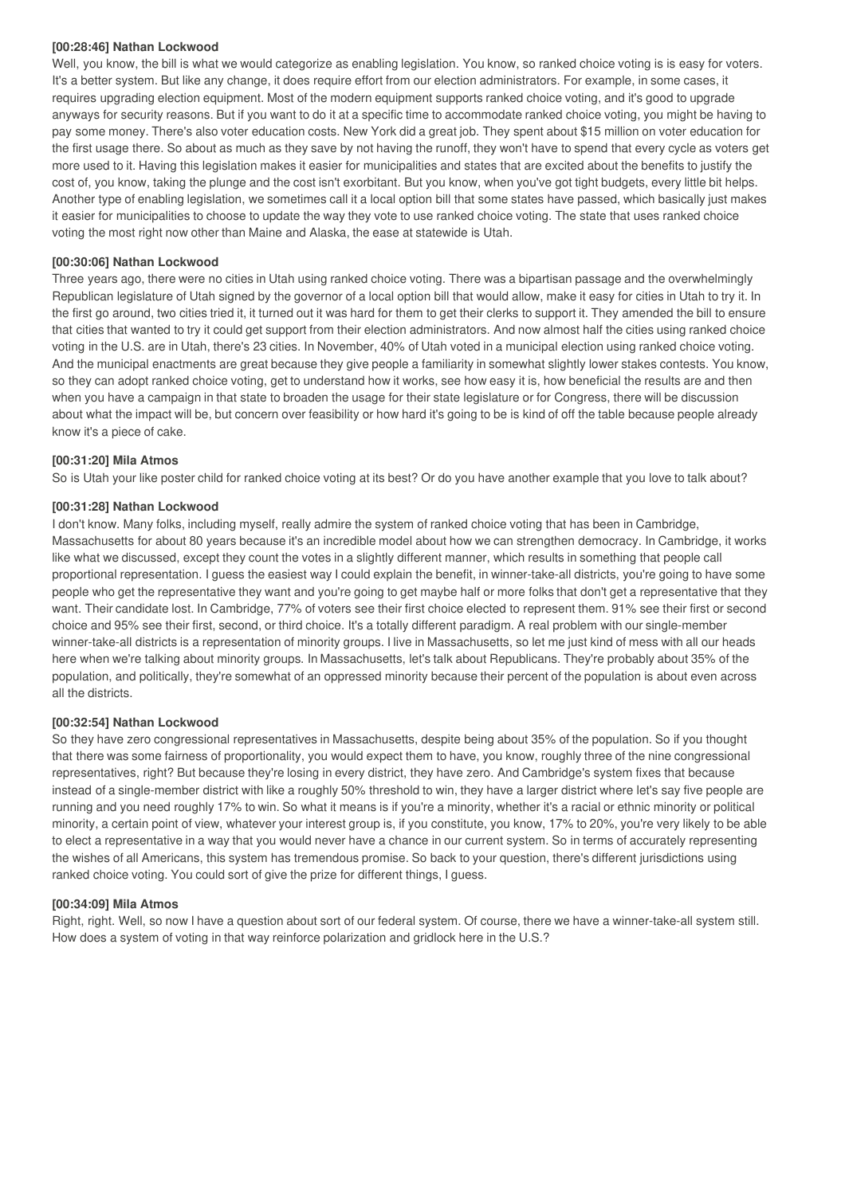**[00:28:46] Nathan Lockwood**

Well, you know, the bill is what we would categorize as enabling legislation. You know, so ranked choice voting is is easy for voters. It's a better system. But like any change, it does require effort from our election administrators. For example, in some cases, it requires upgrading election equipment. Most of the modern equipment supports ranked choice voting, and it's good to upgrade anyways for security reasons. But if you want to do it at a specific time to accommodate ranked choice voting, you might be having to pay some money. There's also voter education costs. New York did a great job. They spent about $15 million on voter education for the first usage there. So about as much as they save by not having the runoff, they won't have to spend that every cycle as voters get more used to it. Having this legislation makes it easier for municipalities and states that are excited about the benefits to justify the cost of, you know, taking the plunge and the cost isn't exorbitant. But you know, when you've got tight budgets, every little bit helps. Another type of enabling legislation, we sometimes call it a local option bill that some states have passed, which basically just makes it easier for municipalities to choose to update the way they vote to use ranked choice voting. The state that uses ranked choice voting the most right now other than Maine and Alaska, the ease at statewide is Utah.

**[00:30:06] Nathan Lockwood**

Three years ago, there were no cities in Utah using ranked choice voting. There was a bipartisan passage and the overwhelmingly Republican legislature of Utah signed by the governor of a local option bill that would allow, make it easy for cities in Utah to try it. In the first go around, two cities tried it, it turned out it was hard for them to get their clerks to support it. They amended the bill to ensure that cities that wanted to try it could get support from their election administrators. And now almost half the cities using ranked choice voting in the U.S. are in Utah, there's 23 cities. In November, 40% of Utah voted in a municipal election using ranked choice voting. And the municipal enactments are great because they give people a familiarity in somewhat slightly lower stakes contests. You know, so they can adopt ranked choice voting, get to understand how it works, see how easy it is, how beneficial the results are and then when you have a campaign in that state to broaden the usage for their state legislature or for Congress, there will be discussion about what the impact will be, but concern over feasibility or how hard it's going to be is kind of off the table because people already know it's a piece of cake.

**[00:31:20] Mila Atmos**

So is Utah your like poster child for ranked choice voting at its best? Or do you have another example that you love to talk about?

**[00:31:28] Nathan Lockwood**

I don't know. Many folks, including myself, really admire the system of ranked choice voting that has been in Cambridge, Massachusetts for about 80 years because it's an incredible model about how we can strengthen democracy. In Cambridge, it works like what we discussed, except they count the votes in a slightly different manner, which results in something that people call proportional representation. I guess the easiest way I could explain the benefit, in winner-take-all districts, you're going to have some people who get the representative they want and you're going to get maybe half or more folks that don't get a representative that they want. Their candidate lost. In Cambridge, 77% of voters see their first choice elected to represent them. 91% see their first or second choice and 95% see their first, second, or third choice. It's a totally different paradigm. A real problem with our single-member winner-take-all districts is a representation of minority groups. I live in Massachusetts, so let me just kind of mess with all our heads here when we're talking about minority groups. In Massachusetts, let's talk about Republicans. They're probably about 35% of the population, and politically, they're somewhat of an oppressed minority because their percent of the population is about even across all the districts.

**[00:32:54] Nathan Lockwood**

So they have zero congressional representatives in Massachusetts, despite being about 35% of the population. So if you thought that there was some fairness of proportionality, you would expect them to have, you know, roughly three of the nine congressional representatives, right? But because they're losing in every district, they have zero. And Cambridge's system fixes that because instead of a single-member district with like a roughly 50% threshold to win, they have a larger district where let's say five people are running and you need roughly 17% to win. So what it means is if you're a minority, whether it's a racial or ethnic minority or political minority, a certain point of view, whatever your interest group is, if you constitute, you know, 17% to 20%, you're very likely to be able to elect a representative in a way that you would never have a chance in our current system. So in terms of accurately representing the wishes of all Americans, this system has tremendous promise. So back to your question, there's different jurisdictions using ranked choice voting. You could sort of give the prize for different things, I guess.

**[00:34:09] Mila Atmos**

Right, right. Well, so now I have a question about sort of our federal system. Of course, there we have a winner-take-all system still. How does a system of voting in that way reinforce polarization and gridlock here in the U.S.?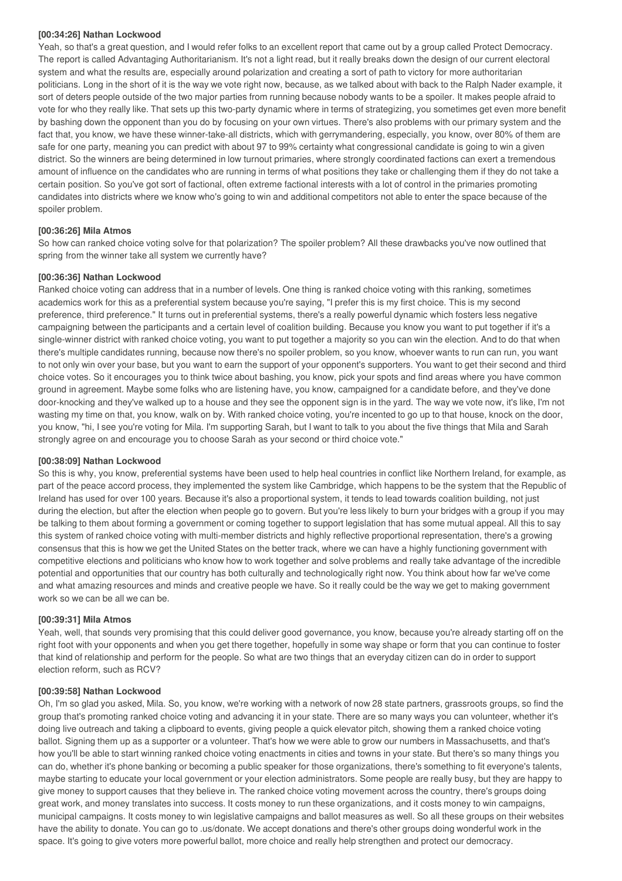**[00:34:26] Nathan Lockwood**

Yeah, so that's a great question, and I would refer folks to an excellent report that came out by a group called Protect Democracy. The report is called Advantaging Authoritarianism. It's not a light read, but it really breaks down the design of our current electoral system and what the results are, especially around polarization and creating a sort of path to victory for more authoritarian politicians. Long in the short of it is the way we vote right now, because, as we talked about with back to the Ralph Nader example, it sort of deters people outside of the two major parties from running because nobody wants to be a spoiler. It makes people afraid to vote for who they really like. That sets up this two-party dynamic where in terms of strategizing, you sometimes get even more benefit by bashing down the opponent than you do by focusing on your own virtues. There's also problems with our primary system and the fact that, you know, we have these winner-take-all districts, which with gerrymandering, especially, you know, over 80% of them are safe for one party, meaning you can predict with about 97 to 99% certainty what congressional candidate is going to win a given district. So the winners are being determined in low turnout primaries, where strongly coordinated factions can exert a tremendous amount of influence on the candidates who are running in terms of what positions they take or challenging them if they do not take a certain position. So you've got sort of factional, often extreme factional interests with a lot of control in the primaries promoting candidates into districts where we know who's going to win and additional competitors not able to enter the space because of the spoiler problem.

**[00:36:26] Mila Atmos**

So how can ranked choice voting solve for that polarization? The spoiler problem? All these drawbacks you've now outlined that spring from the winner take all system we currently have?

**[00:36:36] Nathan Lockwood**

Ranked choice voting can address that in a number of levels. One thing is ranked choice voting with this ranking, sometimes academics work for this as a preferential system because you're saying, "I prefer this is my first choice. This is my second preference, third preference." It turns out in preferential systems, there's a really powerful dynamic which fosters less negative campaigning between the participants and a certain level of coalition building. Because you know you want to put together if it's a single-winner district with ranked choice voting, you want to put together a majority so you can win the election. And to do that when there's multiple candidates running, because now there's no spoiler problem, so you know, whoever wants to run can run, you want to not only win over your base, but you want to earn the support of your opponent's supporters. You want to get their second and third choice votes. So it encourages you to think twice about bashing, you know, pick your spots and find areas where you have common ground in agreement. Maybe some folks who are listening have, you know, campaigned for a candidate before, and they've done door-knocking and they've walked up to a house and they see the opponent sign is in the yard. The way we vote now, it's like, I'm not wasting my time on that, you know, walk on by. With ranked choice voting, you're incented to go up to that house, knock on the door, you know, "hi, I see you're voting for Mila. I'm supporting Sarah, but I want to talk to you about the five things that Mila and Sarah strongly agree on and encourage you to choose Sarah as your second or third choice vote."

**[00:38:09] Nathan Lockwood**

So this is why, you know, preferential systems have been used to help heal countries in conflict like Northern Ireland, for example, as part of the peace accord process, they implemented the system like Cambridge, which happens to be the system that the Republic of Ireland has used for over 100 years. Because it's also a proportional system, it tends to lead towards coalition building, not just during the election, but after the election when people go to govern. But you're less likely to burn your bridges with a group if you may be talking to them about forming a government or coming together to support legislation that has some mutual appeal. All this to say this system of ranked choice voting with multi-member districts and highly reflective proportional representation, there's a growing consensus that this is how we get the United States on the better track, where we can have a highly functioning government with competitive elections and politicians who know how to work together and solve problems and really take advantage of the incredible potential and opportunities that our country has both culturally and technologically right now. You think about how far we've come and what amazing resources and minds and creative people we have. So it really could be the way we get to making government work so we can be all we can be.

**[00:39:31] Mila Atmos**

Yeah, well, that sounds very promising that this could deliver good governance, you know, because you're already starting off on the right foot with your opponents and when you get there together, hopefully in some way shape or form that you can continue to foster that kind of relationship and perform for the people. So what are two things that an everyday citizen can do in order to support election reform, such as RCV?

**[00:39:58] Nathan Lockwood**

Oh, I'm so glad you asked, Mila. So, you know, we're working with a network of now 28 state partners, grassroots groups, so find the group that's promoting ranked choice voting and advancing it in your state. There are so many ways you can volunteer, whether it's doing live outreach and taking a clipboard to events, giving people a quick elevator pitch, showing them a ranked choice voting ballot. Signing them up as a supporter or a volunteer. That's how we were able to grow our numbers in Massachusetts, and that's how you'll be able to start winning ranked choice voting enactments in cities and towns in your state. But there's so many things you can do, whether it's phone banking or becoming a public speaker for those organizations, there's something to fit everyone's talents, maybe starting to educate your local government or your election administrators. Some people are really busy, but they are happy to give money to support causes that they believe in. The ranked choice voting movement across the country, there's groups doing great work, and money translates into success. It costs money to run these organizations, and it costs money to win campaigns, municipal campaigns. It costs money to win legislative campaigns and ballot measures as well. So all these groups on their websites have the ability to donate. You can go to .us/donate. We accept donations and there's other groups doing wonderful work in the space. It's going to give voters more powerful ballot, more choice and really help strengthen and protect our democracy.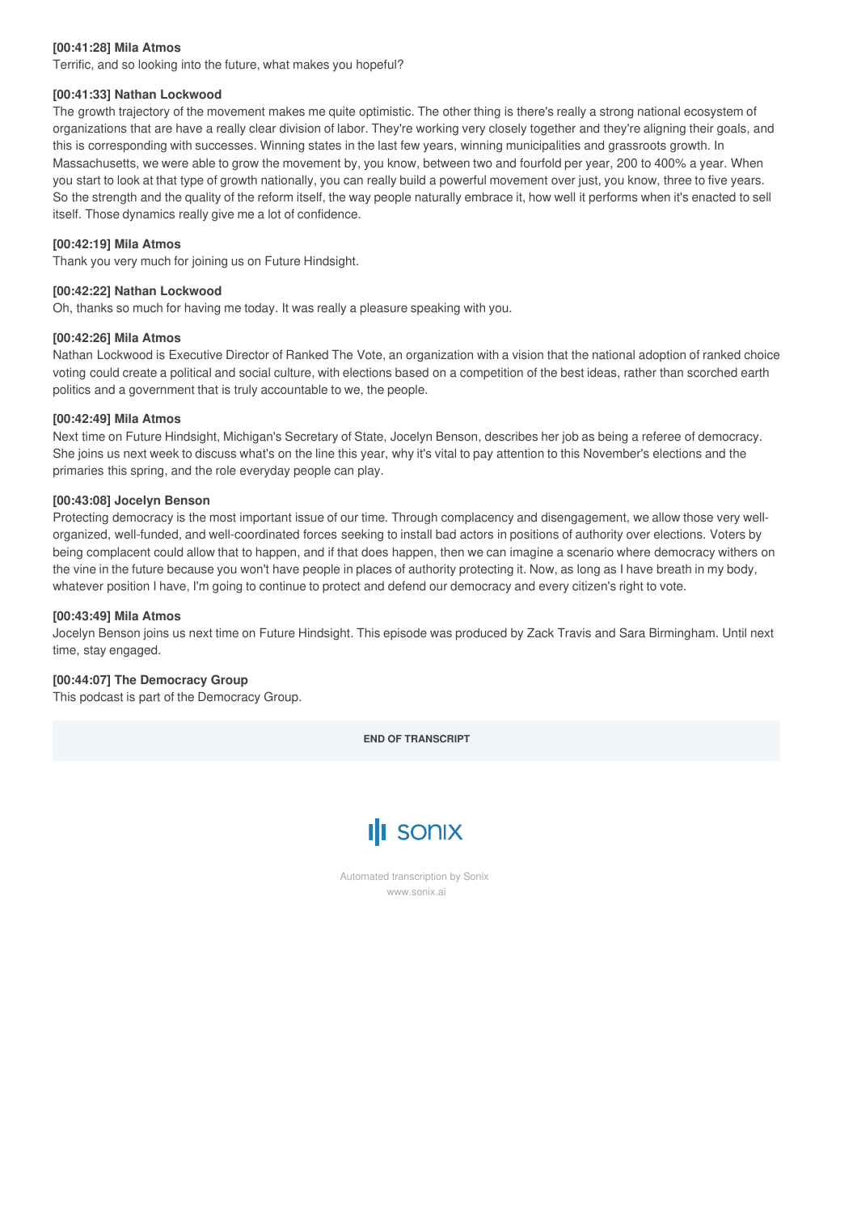**[00:41:28] Mila Atmos**
Terrific, and so looking into the future, what makes you hopeful?

**[00:41:33] Nathan Lockwood**
The growth trajectory of the movement makes me quite optimistic. The other thing is there's really a strong national ecosystem of organizations that are have a really clear division of labor. They're working very closely together and they're aligning their goals, and this is corresponding with successes. Winning states in the last few years, winning municipalities and grassroots growth. In Massachusetts, we were able to grow the movement by, you know, between two and fourfold per year, 200 to 400% a year. When you start to look at that type of growth nationally, you can really build a powerful movement over just, you know, three to five years. So the strength and the quality of the reform itself, the way people naturally embrace it, how well it performs when it's enacted to sell itself. Those dynamics really give me a lot of confidence.

**[00:42:19] Mila Atmos**
Thank you very much for joining us on Future Hindsight.

**[00:42:22] Nathan Lockwood**
Oh, thanks so much for having me today. It was really a pleasure speaking with you.

**[00:42:26] Mila Atmos**
Nathan Lockwood is Executive Director of Ranked The Vote, an organization with a vision that the national adoption of ranked choice voting could create a political and social culture, with elections based on a competition of the best ideas, rather than scorched earth politics and a government that is truly accountable to we, the people.

**[00:42:49] Mila Atmos**
Next time on Future Hindsight, Michigan's Secretary of State, Jocelyn Benson, describes her job as being a referee of democracy. She joins us next week to discuss what's on the line this year, why it's vital to pay attention to this November's elections and the primaries this spring, and the role everyday people can play.

**[00:43:08] Jocelyn Benson**
Protecting democracy is the most important issue of our time. Through complacency and disengagement, we allow those very well-organized, well-funded, and well-coordinated forces seeking to install bad actors in positions of authority over elections. Voters by being complacent could allow that to happen, and if that does happen, then we can imagine a scenario where democracy withers on the vine in the future because you won't have people in places of authority protecting it. Now, as long as I have breath in my body, whatever position I have, I'm going to continue to protect and defend our democracy and every citizen's right to vote.

**[00:43:49] Mila Atmos**
Jocelyn Benson joins us next time on Future Hindsight. This episode was produced by Zack Travis and Sara Birmingham. Until next time, stay engaged.

**[00:44:07] The Democracy Group**
This podcast is part of the Democracy Group.

**END OF TRANSCRIPT**

sonix

Automated transcription by Sonix
www.sonix.ai